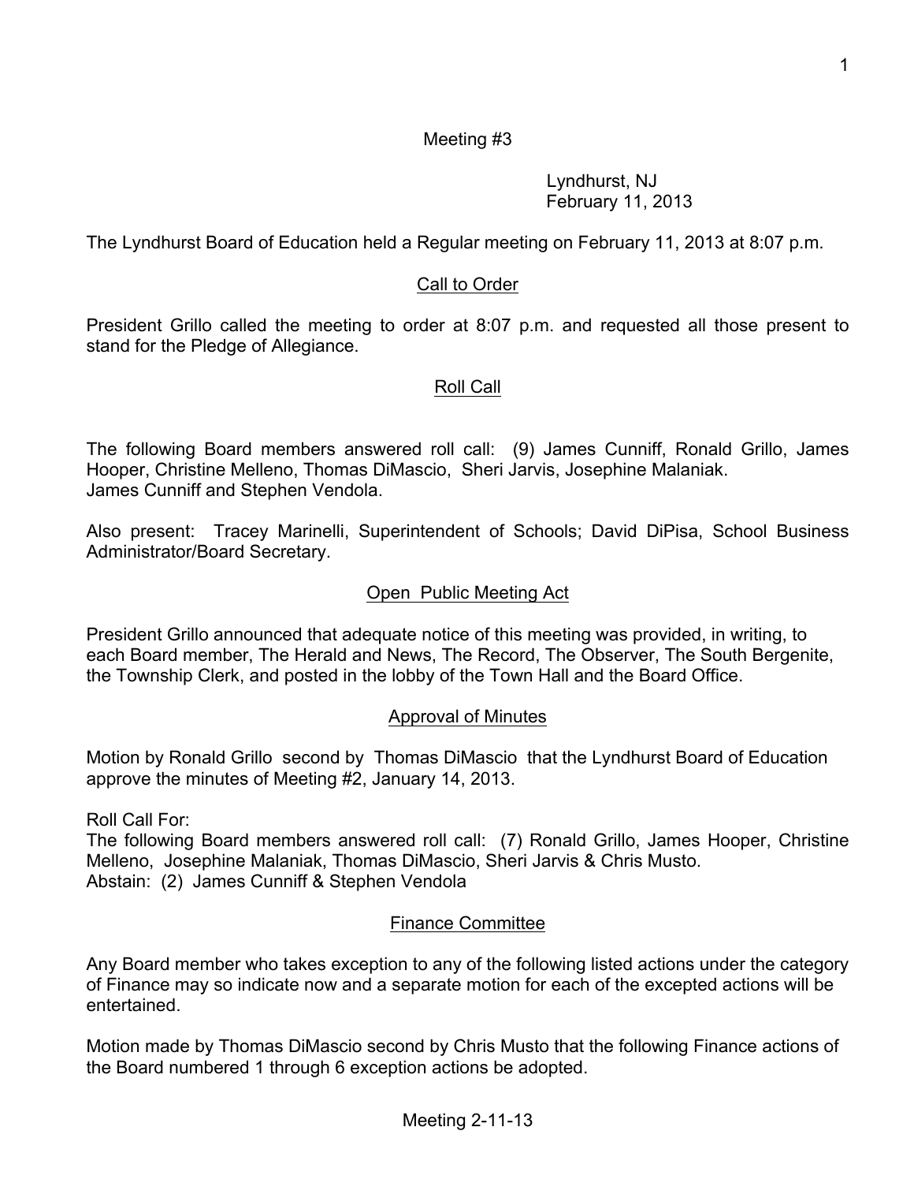Meeting #3

Lyndhurst, NJ
February 11, 2013

The Lyndhurst Board of Education held a Regular meeting on February 11, 2013 at 8:07 p.m.

## Call to Order

President Grillo called the meeting to order at 8:07 p.m. and requested all those present to stand for the Pledge of Allegiance.

## Roll Call

The following Board members answered roll call: (9) James Cunniff, Ronald Grillo, James Hooper, Christine Melleno, Thomas DiMascio, Sheri Jarvis, Josephine Malaniak.
James Cunniff and Stephen Vendola.

Also present: Tracey Marinelli, Superintendent of Schools; David DiPisa, School Business Administrator/Board Secretary.

## Open Public Meeting Act

President Grillo announced that adequate notice of this meeting was provided, in writing, to each Board member, The Herald and News, The Record, The Observer, The South Bergenite, the Township Clerk, and posted in the lobby of the Town Hall and the Board Office.

## Approval of Minutes

Motion by Ronald Grillo second by Thomas DiMascio that the Lyndhurst Board of Education approve the minutes of Meeting #2, January 14, 2013.

Roll Call For:
The following Board members answered roll call: (7) Ronald Grillo, James Hooper, Christine Melleno, Josephine Malaniak, Thomas DiMascio, Sheri Jarvis & Chris Musto.
Abstain: (2) James Cunniff & Stephen Vendola

## Finance Committee

Any Board member who takes exception to any of the following listed actions under the category of Finance may so indicate now and a separate motion for each of the excepted actions will be entertained.

Motion made by Thomas DiMascio second by Chris Musto that the following Finance actions of the Board numbered 1 through 6 exception actions be adopted.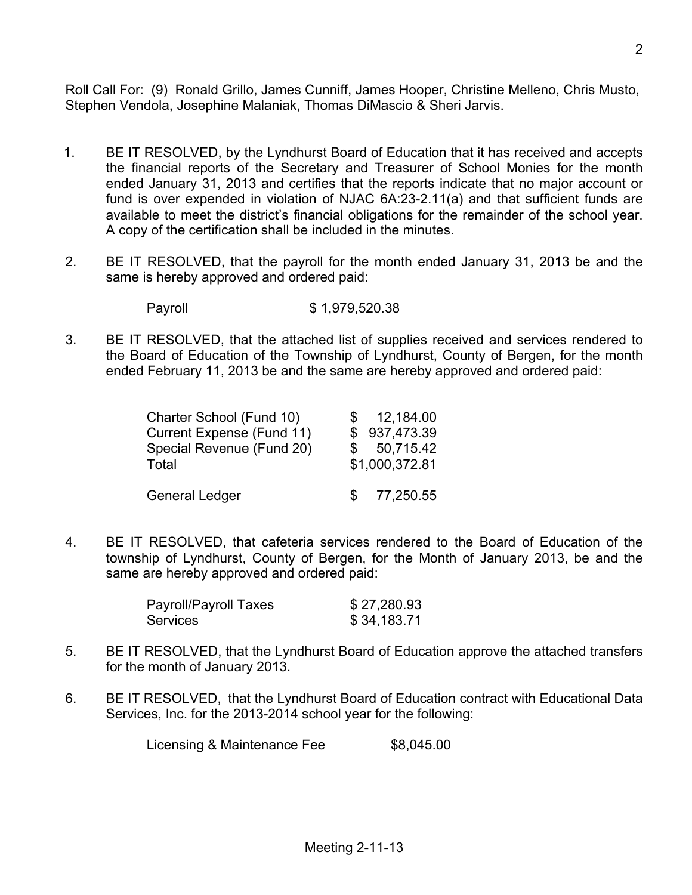Roll Call For: (9) Ronald Grillo, James Cunniff, James Hooper, Christine Melleno, Chris Musto, Stephen Vendola, Josephine Malaniak, Thomas DiMascio & Sheri Jarvis.

1. BE IT RESOLVED, by the Lyndhurst Board of Education that it has received and accepts the financial reports of the Secretary and Treasurer of School Monies for the month ended January 31, 2013 and certifies that the reports indicate that no major account or fund is over expended in violation of NJAC 6A:23-2.11(a) and that sufficient funds are available to meet the district's financial obligations for the remainder of the school year. A copy of the certification shall be included in the minutes.

2. BE IT RESOLVED, that the payroll for the month ended January 31, 2013 be and the same is hereby approved and ordered paid:

   | | |
   |---|---|
   | Payroll | $ 1,979,520.38 |

3. BE IT RESOLVED, that the attached list of supplies received and services rendered to the Board of Education of the Township of Lyndhurst, County of Bergen, for the month ended February 11, 2013 be and the same are hereby approved and ordered paid:

   | | |
   |---|---|
   | Charter School (Fund 10) | $ 12,184.00 |
   | Current Expense (Fund 11) | $ 937,473.39 |
   | Special Revenue (Fund 20) | $ 50,715.42 |
   | Total | $1,000,372.81 |
   | General Ledger | $ 77,250.55 |

4. BE IT RESOLVED, that cafeteria services rendered to the Board of Education of the township of Lyndhurst, County of Bergen, for the Month of January 2013, be and the same are hereby approved and ordered paid:

   | | |
   |---|---|
   | Payroll/Payroll Taxes | $ 27,280.93 |
   | Services | $ 34,183.71 |

5. BE IT RESOLVED, that the Lyndhurst Board of Education approve the attached transfers for the month of January 2013.

6. BE IT RESOLVED, that the Lyndhurst Board of Education contract with Educational Data Services, Inc. for the 2013-2014 school year for the following:

   | | |
   |---|---|
   | Licensing & Maintenance Fee | $8,045.00 |

Meeting 2-11-13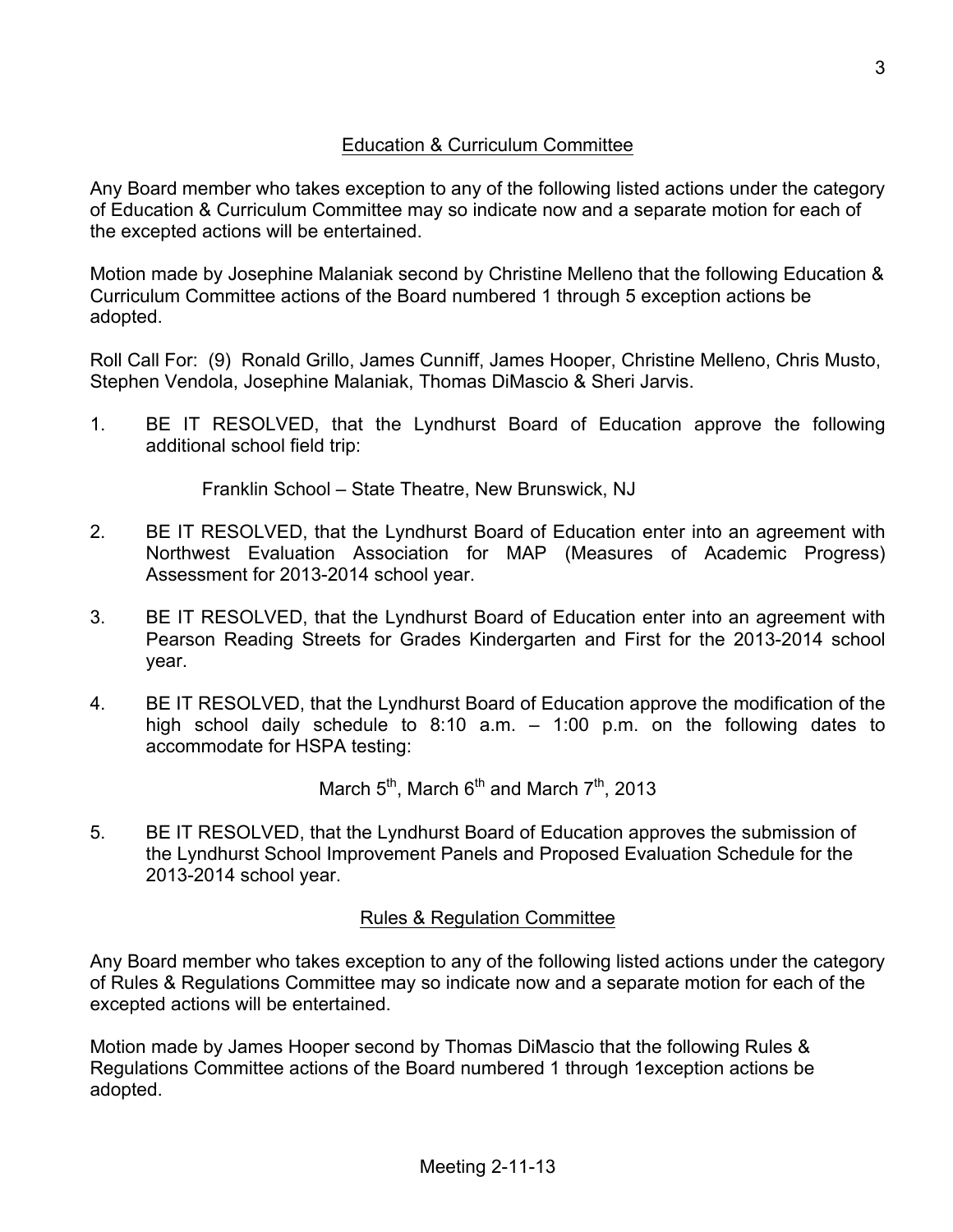## Education & Curriculum Committee

Any Board member who takes exception to any of the following listed actions under the category of Education & Curriculum Committee may so indicate now and a separate motion for each of the excepted actions will be entertained.

Motion made by Josephine Malaniak second by Christine Melleno that the following Education & Curriculum Committee actions of the Board numbered 1 through 5 exception actions be adopted.

Roll Call For: (9) Ronald Grillo, James Cunniff, James Hooper, Christine Melleno, Chris Musto, Stephen Vendola, Josephine Malaniak, Thomas DiMascio & Sheri Jarvis.

1. BE IT RESOLVED, that the Lyndhurst Board of Education approve the following additional school field trip:

   Franklin School – State Theatre, New Brunswick, NJ

2. BE IT RESOLVED, that the Lyndhurst Board of Education enter into an agreement with Northwest Evaluation Association for MAP (Measures of Academic Progress) Assessment for 2013-2014 school year.

3. BE IT RESOLVED, that the Lyndhurst Board of Education enter into an agreement with Pearson Reading Streets for Grades Kindergarten and First for the 2013-2014 school year.

4. BE IT RESOLVED, that the Lyndhurst Board of Education approve the modification of the high school daily schedule to 8:10 a.m. – 1:00 p.m. on the following dates to accommodate for HSPA testing:

   March 5th, March 6th and March 7th, 2013

5. BE IT RESOLVED, that the Lyndhurst Board of Education approves the submission of the Lyndhurst School Improvement Panels and Proposed Evaluation Schedule for the 2013-2014 school year.

## Rules & Regulation Committee

Any Board member who takes exception to any of the following listed actions under the category of Rules & Regulations Committee may so indicate now and a separate motion for each of the excepted actions will be entertained.

Motion made by James Hooper second by Thomas DiMascio that the following Rules & Regulations Committee actions of the Board numbered 1 through 1exception actions be adopted.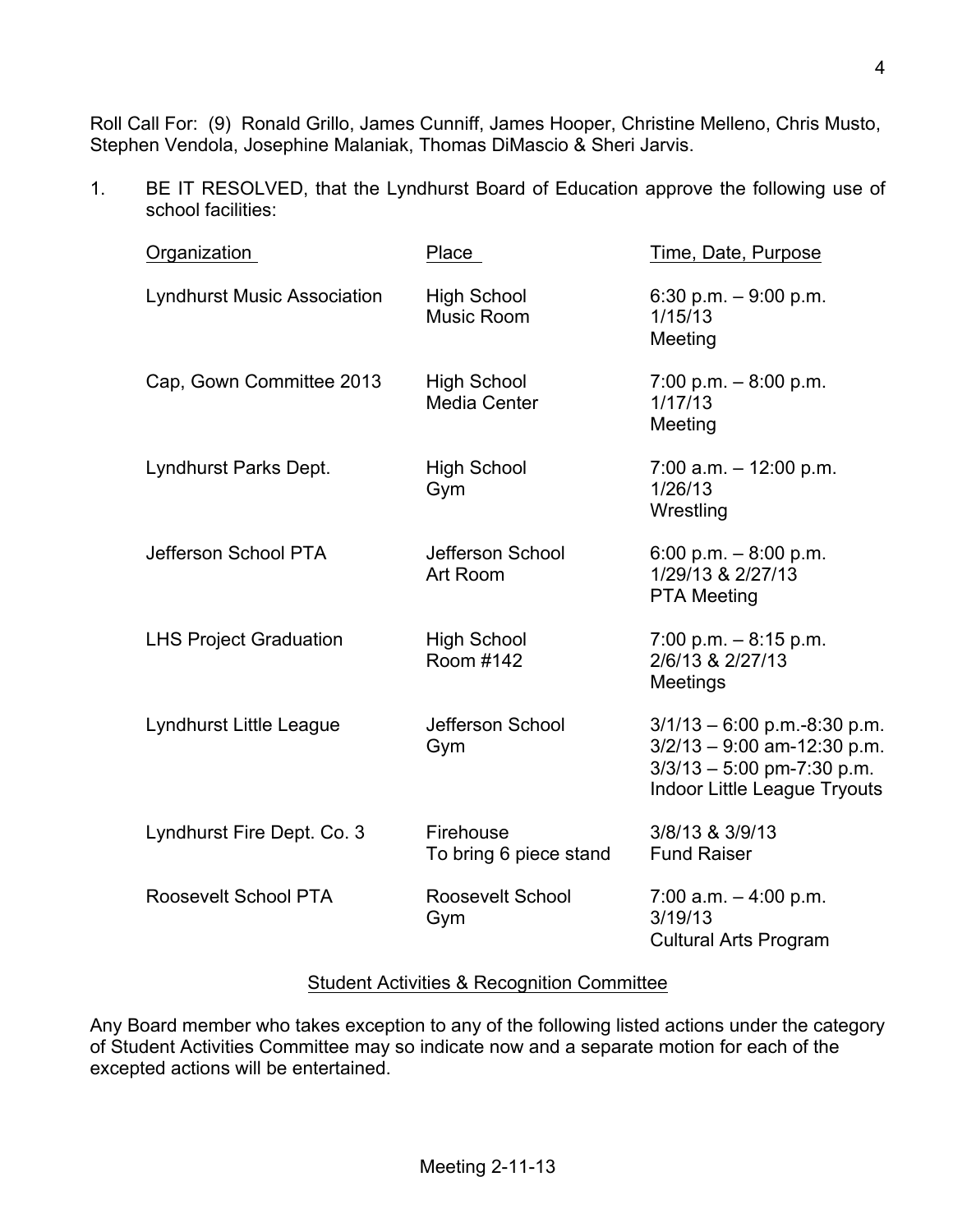Roll Call For: (9) Ronald Grillo, James Cunniff, James Hooper, Christine Melleno, Chris Musto, Stephen Vendola, Josephine Malaniak, Thomas DiMascio & Sheri Jarvis.

1. BE IT RESOLVED, that the Lyndhurst Board of Education approve the following use of school facilities:

| Organization | Place | Time, Date, Purpose |
|---|---|---|
| Lyndhurst Music Association | High School Music Room | 6:30 p.m. – 9:00 p.m. 1/15/13 Meeting |
| Cap, Gown Committee 2013 | High School Media Center | 7:00 p.m. – 8:00 p.m. 1/17/13 Meeting |
| Lyndhurst Parks Dept. | High School Gym | 7:00 a.m. – 12:00 p.m. 1/26/13 Wrestling |
| Jefferson School PTA | Jefferson School Art Room | 6:00 p.m. – 8:00 p.m. 1/29/13 & 2/27/13 PTA Meeting |
| LHS Project Graduation | High School Room #142 | 7:00 p.m. – 8:15 p.m. 2/6/13 & 2/27/13 Meetings |
| Lyndhurst Little League | Jefferson School Gym | 3/1/13 – 6:00 p.m.-8:30 p.m. 3/2/13 – 9:00 am-12:30 p.m. 3/3/13 – 5:00 pm-7:30 p.m. Indoor Little League Tryouts |
| Lyndhurst Fire Dept. Co. 3 | Firehouse To bring 6 piece stand | 3/8/13 & 3/9/13 Fund Raiser |
| Roosevelt School PTA | Roosevelt School Gym | 7:00 a.m. – 4:00 p.m. 3/19/13 Cultural Arts Program |

## Student Activities & Recognition Committee

Any Board member who takes exception to any of the following listed actions under the category of Student Activities Committee may so indicate now and a separate motion for each of the excepted actions will be entertained.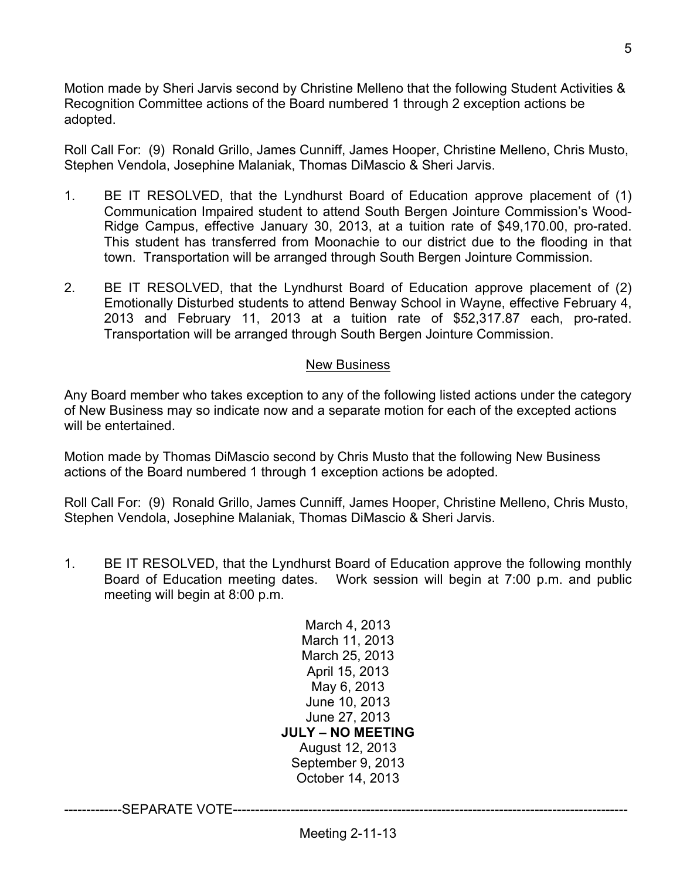Motion made by Sheri Jarvis second by Christine Melleno that the following Student Activities & Recognition Committee actions of the Board numbered 1 through 2 exception actions be adopted.

Roll Call For: (9) Ronald Grillo, James Cunniff, James Hooper, Christine Melleno, Chris Musto, Stephen Vendola, Josephine Malaniak, Thomas DiMascio & Sheri Jarvis.

1. BE IT RESOLVED, that the Lyndhurst Board of Education approve placement of (1) Communication Impaired student to attend South Bergen Jointure Commission's Wood-Ridge Campus, effective January 30, 2013, at a tuition rate of $49,170.00, pro-rated. This student has transferred from Moonachie to our district due to the flooding in that town. Transportation will be arranged through South Bergen Jointure Commission.

2. BE IT RESOLVED, that the Lyndhurst Board of Education approve placement of (2) Emotionally Disturbed students to attend Benway School in Wayne, effective February 4, 2013 and February 11, 2013 at a tuition rate of $52,317.87 each, pro-rated. Transportation will be arranged through South Bergen Jointure Commission.

## New Business

Any Board member who takes exception to any of the following listed actions under the category of New Business may so indicate now and a separate motion for each of the excepted actions will be entertained.

Motion made by Thomas DiMascio second by Chris Musto that the following New Business actions of the Board numbered 1 through 1 exception actions be adopted.

Roll Call For: (9) Ronald Grillo, James Cunniff, James Hooper, Christine Melleno, Chris Musto, Stephen Vendola, Josephine Malaniak, Thomas DiMascio & Sheri Jarvis.

1. BE IT RESOLVED, that the Lyndhurst Board of Education approve the following monthly Board of Education meeting dates. Work session will begin at 7:00 p.m. and public meeting will begin at 8:00 p.m.

   March 4, 2013
   March 11, 2013
   March 25, 2013
   April 15, 2013
   May 6, 2013
   June 10, 2013
   June 27, 2013
   **JULY – NO MEETING**
   August 12, 2013
   September 9, 2013
   October 14, 2013

-------------SEPARATE VOTE-------------------------------------------------------------------------------------------

Meeting 2-11-13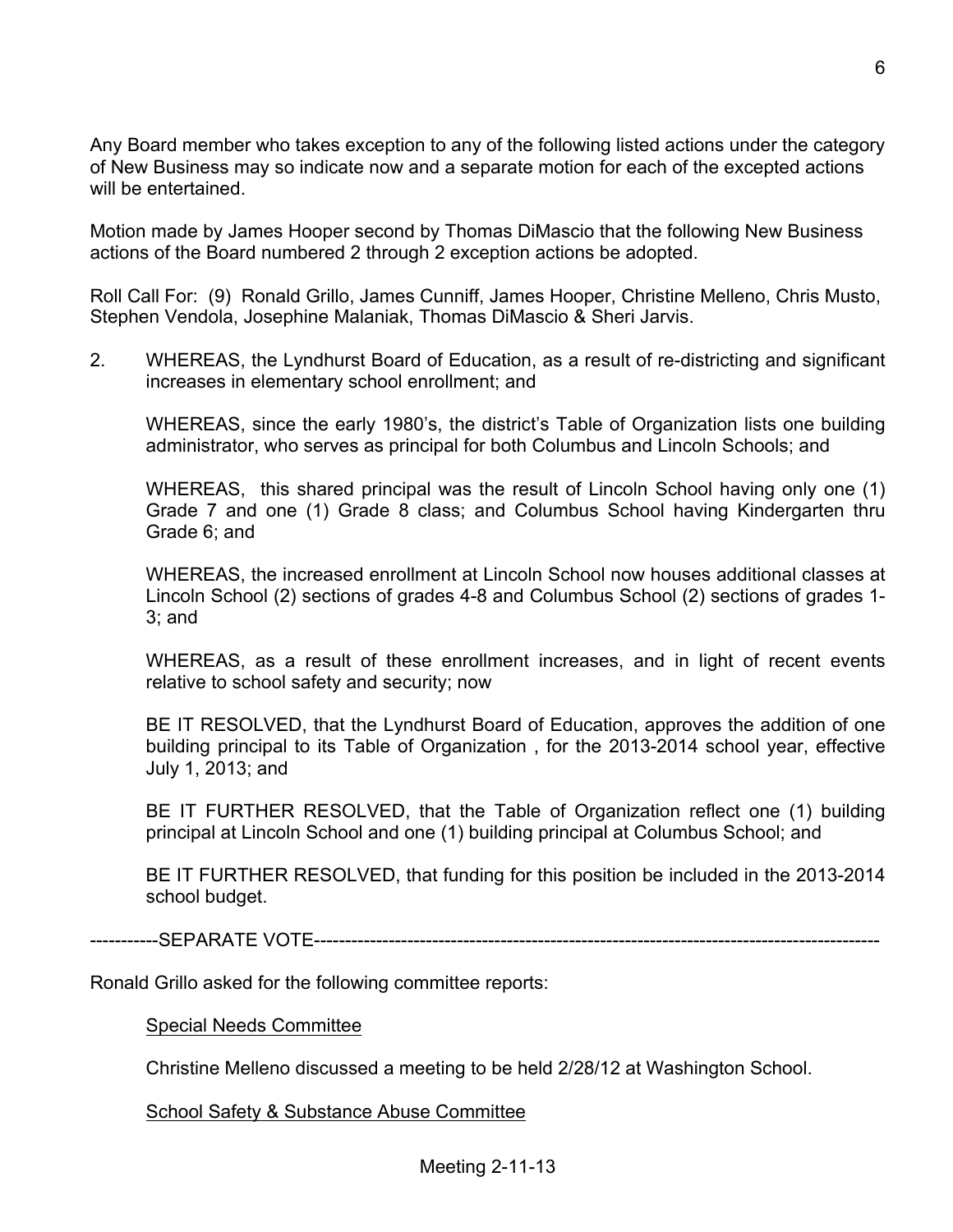Any Board member who takes exception to any of the following listed actions under the category of New Business may so indicate now and a separate motion for each of the excepted actions will be entertained.

Motion made by James Hooper second by Thomas DiMascio that the following New Business actions of the Board numbered 2 through 2 exception actions be adopted.

Roll Call For: (9) Ronald Grillo, James Cunniff, James Hooper, Christine Melleno, Chris Musto, Stephen Vendola, Josephine Malaniak, Thomas DiMascio & Sheri Jarvis.

2. WHEREAS, the Lyndhurst Board of Education, as a result of re-districting and significant increases in elementary school enrollment; and

   WHEREAS, since the early 1980's, the district's Table of Organization lists one building administrator, who serves as principal for both Columbus and Lincoln Schools; and

   WHEREAS, this shared principal was the result of Lincoln School having only one (1) Grade 7 and one (1) Grade 8 class; and Columbus School having Kindergarten thru Grade 6; and

   WHEREAS, the increased enrollment at Lincoln School now houses additional classes at Lincoln School (2) sections of grades 4-8 and Columbus School (2) sections of grades 1-3; and

   WHEREAS, as a result of these enrollment increases, and in light of recent events relative to school safety and security; now

   BE IT RESOLVED, that the Lyndhurst Board of Education, approves the addition of one building principal to its Table of Organization , for the 2013-2014 school year, effective July 1, 2013; and

   BE IT FURTHER RESOLVED, that the Table of Organization reflect one (1) building principal at Lincoln School and one (1) building principal at Columbus School; and

   BE IT FURTHER RESOLVED, that funding for this position be included in the 2013-2014 school budget.

-----------SEPARATE VOTE-----------------------------------------------------------------------------------------

Ronald Grillo asked for the following committee reports:

Special Needs Committee

Christine Melleno discussed a meeting to be held 2/28/12 at Washington School.

School Safety & Substance Abuse Committee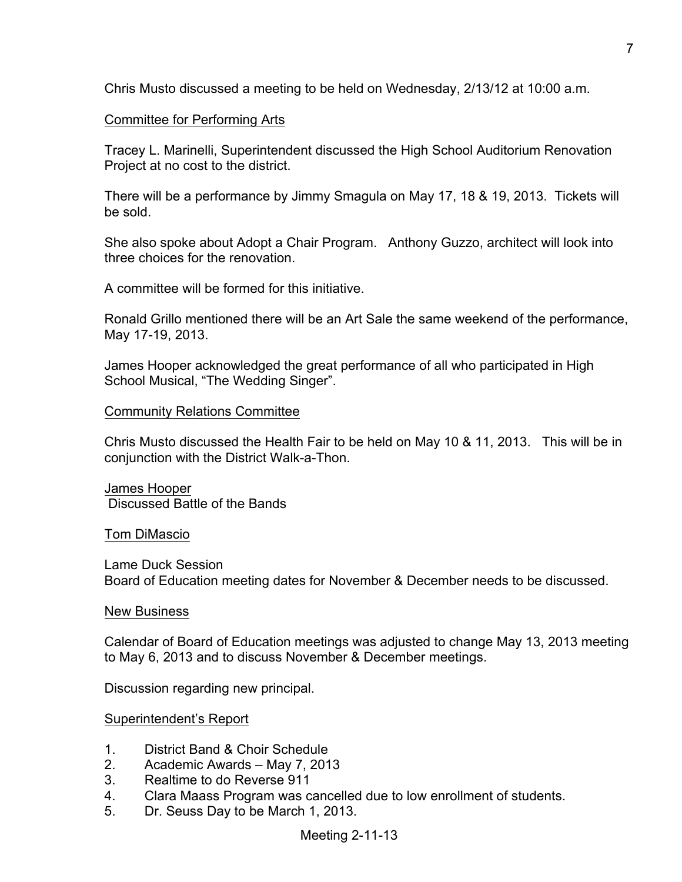Chris Musto discussed a meeting to be held on Wednesday, 2/13/12 at 10:00 a.m.

Committee for Performing Arts

Tracey L. Marinelli, Superintendent discussed the High School Auditorium Renovation Project at no cost to the district.

There will be a performance by Jimmy Smagula on May 17, 18 & 19, 2013. Tickets will be sold.

She also spoke about Adopt a Chair Program. Anthony Guzzo, architect will look into three choices for the renovation.

A committee will be formed for this initiative.

Ronald Grillo mentioned there will be an Art Sale the same weekend of the performance, May 17-19, 2013.

James Hooper acknowledged the great performance of all who participated in High School Musical, "The Wedding Singer".

Community Relations Committee

Chris Musto discussed the Health Fair to be held on May 10 & 11, 2013. This will be in conjunction with the District Walk-a-Thon.

James Hooper
Discussed Battle of the Bands

Tom DiMascio

Lame Duck Session
Board of Education meeting dates for November & December needs to be discussed.

New Business

Calendar of Board of Education meetings was adjusted to change May 13, 2013 meeting to May 6, 2013 and to discuss November & December meetings.

Discussion regarding new principal.

Superintendent's Report

1. District Band & Choir Schedule
2. Academic Awards – May 7, 2013
3. Realtime to do Reverse 911
4. Clara Maass Program was cancelled due to low enrollment of students.
5. Dr. Seuss Day to be March 1, 2013.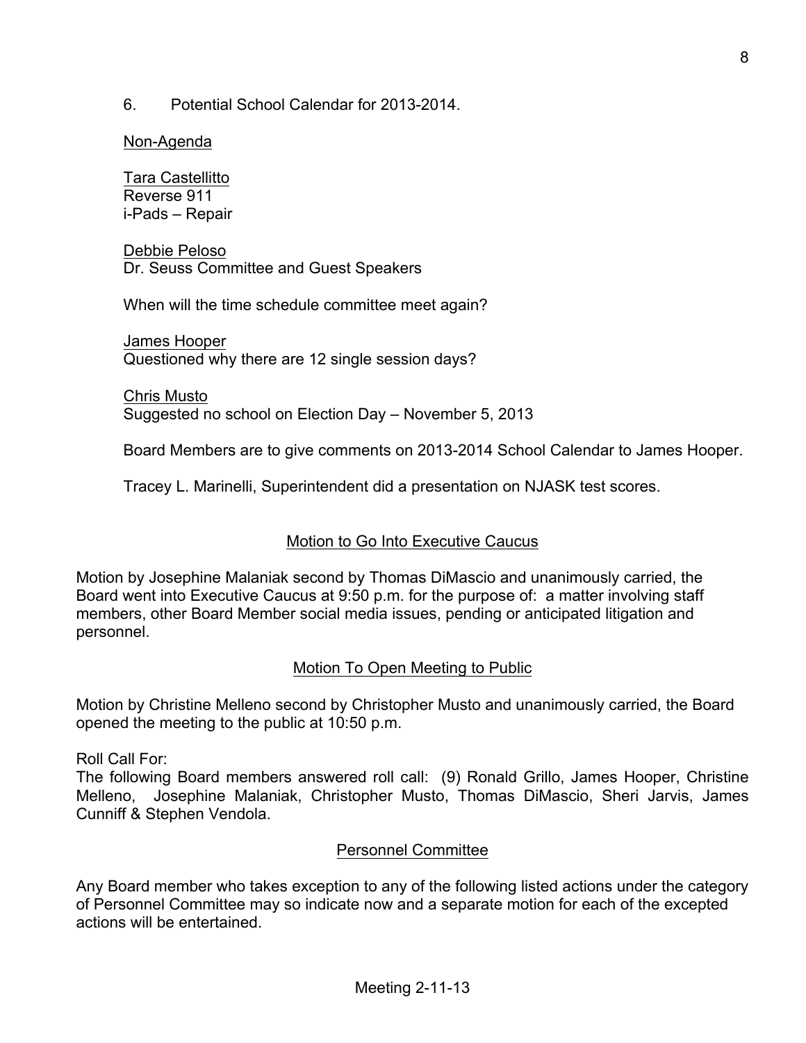6. Potential School Calendar for 2013-2014.

Non-Agenda

Tara Castellitto
Reverse 911
i-Pads – Repair

Debbie Peloso
Dr. Seuss Committee and Guest Speakers

When will the time schedule committee meet again?

James Hooper
Questioned why there are 12 single session days?

Chris Musto
Suggested no school on Election Day – November 5, 2013

Board Members are to give comments on 2013-2014 School Calendar to James Hooper.

Tracey L. Marinelli, Superintendent did a presentation on NJASK test scores.

## Motion to Go Into Executive Caucus

Motion by Josephine Malaniak second by Thomas DiMascio and unanimously carried, the Board went into Executive Caucus at 9:50 p.m. for the purpose of: a matter involving staff members, other Board Member social media issues, pending or anticipated litigation and personnel.

## Motion To Open Meeting to Public

Motion by Christine Melleno second by Christopher Musto and unanimously carried, the Board opened the meeting to the public at 10:50 p.m.

Roll Call For:
The following Board members answered roll call: (9) Ronald Grillo, James Hooper, Christine Melleno, Josephine Malaniak, Christopher Musto, Thomas DiMascio, Sheri Jarvis, James Cunniff & Stephen Vendola.

## Personnel Committee

Any Board member who takes exception to any of the following listed actions under the category of Personnel Committee may so indicate now and a separate motion for each of the excepted actions will be entertained.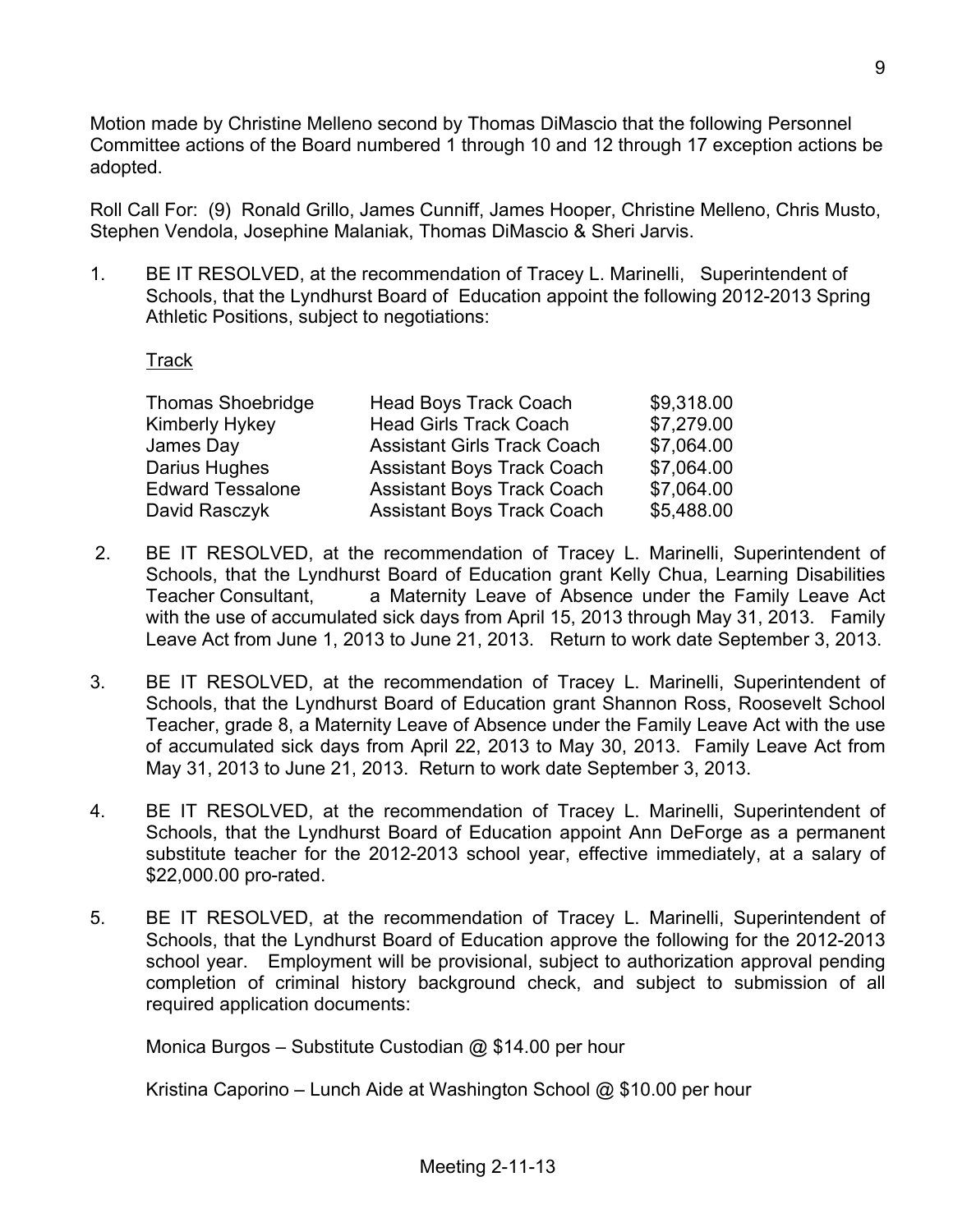Motion made by Christine Melleno second by Thomas DiMascio that the following Personnel Committee actions of the Board numbered 1 through 10 and 12 through 17 exception actions be adopted.

Roll Call For: (9) Ronald Grillo, James Cunniff, James Hooper, Christine Melleno, Chris Musto, Stephen Vendola, Josephine Malaniak, Thomas DiMascio & Sheri Jarvis.

1. BE IT RESOLVED, at the recommendation of Tracey L. Marinelli, Superintendent of Schools, that the Lyndhurst Board of Education appoint the following 2012-2013 Spring Athletic Positions, subject to negotiations:

   Track

| | | |
|---|---|---|
| Thomas Shoebridge | Head Boys Track Coach | $9,318.00 |
| Kimberly Hykey | Head Girls Track Coach | $7,279.00 |
| James Day | Assistant Girls Track Coach | $7,064.00 |
| Darius Hughes | Assistant Boys Track Coach | $7,064.00 |
| Edward Tessalone | Assistant Boys Track Coach | $7,064.00 |
| David Rasczyk | Assistant Boys Track Coach | $5,488.00 |

2. BE IT RESOLVED, at the recommendation of Tracey L. Marinelli, Superintendent of Schools, that the Lyndhurst Board of Education grant Kelly Chua, Learning Disabilities Teacher Consultant, a Maternity Leave of Absence under the Family Leave Act with the use of accumulated sick days from April 15, 2013 through May 31, 2013. Family Leave Act from June 1, 2013 to June 21, 2013. Return to work date September 3, 2013.

3. BE IT RESOLVED, at the recommendation of Tracey L. Marinelli, Superintendent of Schools, that the Lyndhurst Board of Education grant Shannon Ross, Roosevelt School Teacher, grade 8, a Maternity Leave of Absence under the Family Leave Act with the use of accumulated sick days from April 22, 2013 to May 30, 2013. Family Leave Act from May 31, 2013 to June 21, 2013. Return to work date September 3, 2013.

4. BE IT RESOLVED, at the recommendation of Tracey L. Marinelli, Superintendent of Schools, that the Lyndhurst Board of Education appoint Ann DeForge as a permanent substitute teacher for the 2012-2013 school year, effective immediately, at a salary of $22,000.00 pro-rated.

5. BE IT RESOLVED, at the recommendation of Tracey L. Marinelli, Superintendent of Schools, that the Lyndhurst Board of Education approve the following for the 2012-2013 school year. Employment will be provisional, subject to authorization approval pending completion of criminal history background check, and subject to submission of all required application documents:

   Monica Burgos – Substitute Custodian @ $14.00 per hour

   Kristina Caporino – Lunch Aide at Washington School @ $10.00 per hour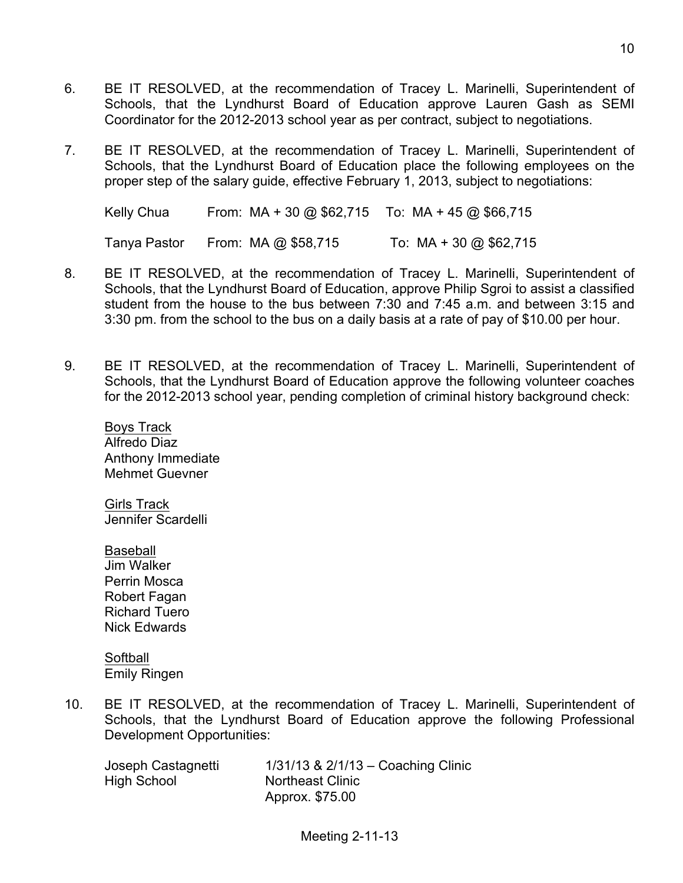6. BE IT RESOLVED, at the recommendation of Tracey L. Marinelli, Superintendent of Schools, that the Lyndhurst Board of Education approve Lauren Gash as SEMI Coordinator for the 2012-2013 school year as per contract, subject to negotiations.

7. BE IT RESOLVED, at the recommendation of Tracey L. Marinelli, Superintendent of Schools, that the Lyndhurst Board of Education place the following employees on the proper step of the salary guide, effective February 1, 2013, subject to negotiations:

| | | |
|---|---|---|
| Kelly Chua | From: MA + 30 @ $62,715 | To: MA + 45 @ $66,715 |
| Tanya Pastor | From: MA @ $58,715 | To: MA + 30 @ $62,715 |

8. BE IT RESOLVED, at the recommendation of Tracey L. Marinelli, Superintendent of Schools, that the Lyndhurst Board of Education, approve Philip Sgroi to assist a classified student from the house to the bus between 7:30 and 7:45 a.m. and between 3:15 and 3:30 pm. from the school to the bus on a daily basis at a rate of pay of $10.00 per hour.

9. BE IT RESOLVED, at the recommendation of Tracey L. Marinelli, Superintendent of Schools, that the Lyndhurst Board of Education approve the following volunteer coaches for the 2012-2013 school year, pending completion of criminal history background check:

   Boys Track
   Alfredo Diaz
   Anthony Immediate
   Mehmet Guevner

   Girls Track
   Jennifer Scardelli

   Baseball
   Jim Walker
   Perrin Mosca
   Robert Fagan
   Richard Tuero
   Nick Edwards

   Softball
   Emily Ringen

10. BE IT RESOLVED, at the recommendation of Tracey L. Marinelli, Superintendent of Schools, that the Lyndhurst Board of Education approve the following Professional Development Opportunities:

| | |
|---|---|
| Joseph Castagnetti | 1/31/13 & 2/1/13 – Coaching Clinic |
| High School | Northeast Clinic |
| | Approx. $75.00 |

Meeting 2-11-13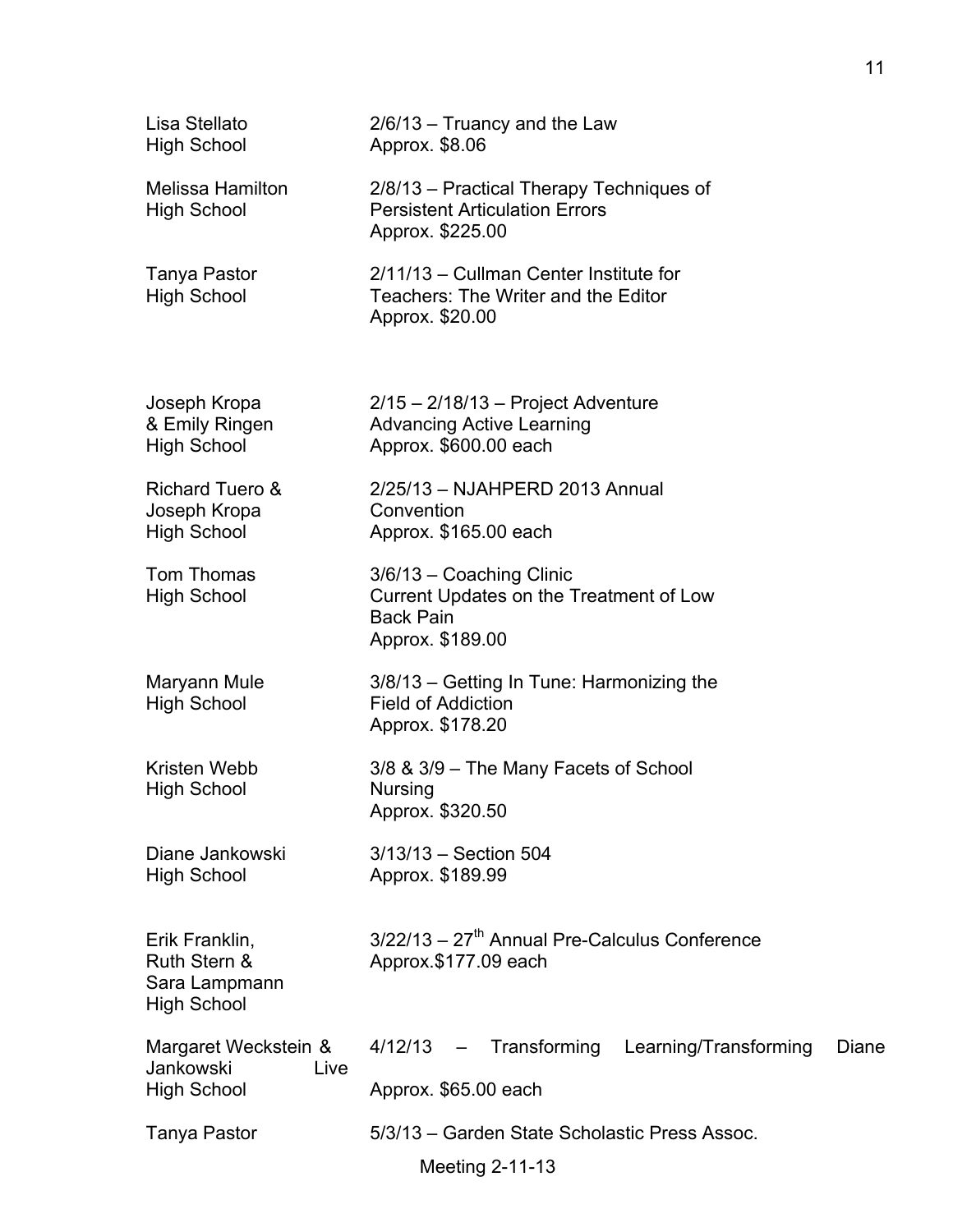| | |
|---|---|
| Lisa Stellato<br>High School | 2/6/13 – Truancy and the Law<br>Approx. $8.06 |
| Melissa Hamilton<br>High School | 2/8/13 – Practical Therapy Techniques of Persistent Articulation Errors<br>Approx. $225.00 |
| Tanya Pastor<br>High School | 2/11/13 – Cullman Center Institute for Teachers: The Writer and the Editor<br>Approx. $20.00 |
| Joseph Kropa<br>& Emily Ringen<br>High School | 2/15 – 2/18/13 – Project Adventure Advancing Active Learning<br>Approx. $600.00 each |
| Richard Tuero &<br>Joseph Kropa<br>High School | 2/25/13 – NJAHPERD 2013 Annual Convention<br>Approx. $165.00 each |
| Tom Thomas<br>High School | 3/6/13 – Coaching Clinic<br>Current Updates on the Treatment of Low Back Pain<br>Approx. $189.00 |
| Maryann Mule<br>High School | 3/8/13 – Getting In Tune: Harmonizing the Field of Addiction<br>Approx. $178.20 |
| Kristen Webb<br>High School | 3/8 & 3/9 – The Many Facets of School Nursing<br>Approx. $320.50 |
| Diane Jankowski<br>High School | 3/13/13 – Section 504<br>Approx. $189.99 |
| Erik Franklin,<br>Ruth Stern &<br>Sara Lampmann<br>High School | 3/22/13 – 27th Annual Pre-Calculus Conference<br>Approx.$177.09 each |
| Margaret Weckstein & Diane Jankowski<br>High School | 4/12/13 – Transforming Learning/Transforming Live<br>Approx. $65.00 each |
| Tanya Pastor | 5/3/13 – Garden State Scholastic Press Assoc. |

Meeting 2-11-13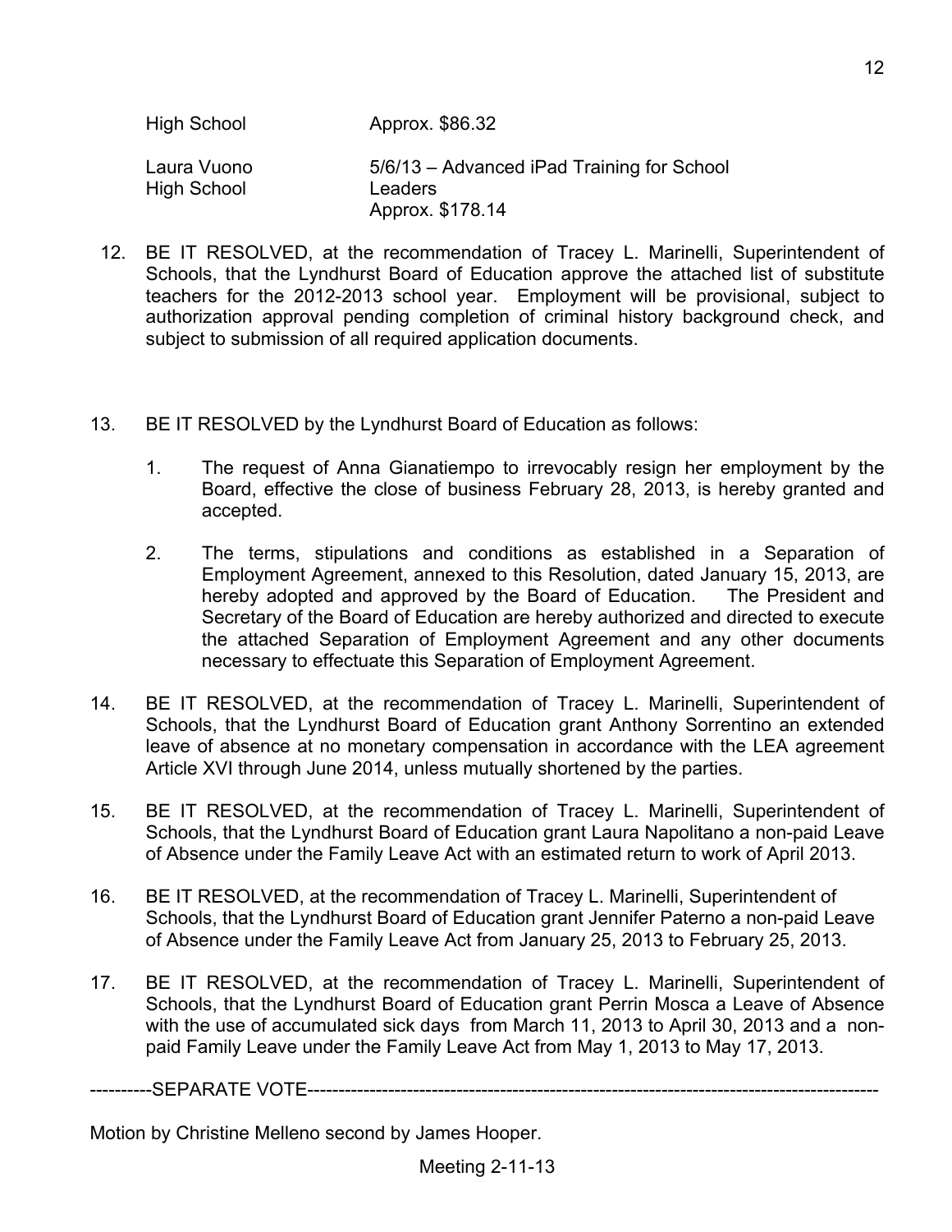| | |
|---|---|
| High School | Approx. $86.32 |
| Laura Vuono<br>High School | 5/6/13 – Advanced iPad Training for School Leaders<br>Approx. $178.14 |

12. BE IT RESOLVED, at the recommendation of Tracey L. Marinelli, Superintendent of Schools, that the Lyndhurst Board of Education approve the attached list of substitute teachers for the 2012-2013 school year. Employment will be provisional, subject to authorization approval pending completion of criminal history background check, and subject to submission of all required application documents.

13. BE IT RESOLVED by the Lyndhurst Board of Education as follows:

    1. The request of Anna Gianatiempo to irrevocably resign her employment by the Board, effective the close of business February 28, 2013, is hereby granted and accepted.

    2. The terms, stipulations and conditions as established in a Separation of Employment Agreement, annexed to this Resolution, dated January 15, 2013, are hereby adopted and approved by the Board of Education. The President and Secretary of the Board of Education are hereby authorized and directed to execute the attached Separation of Employment Agreement and any other documents necessary to effectuate this Separation of Employment Agreement.

14. BE IT RESOLVED, at the recommendation of Tracey L. Marinelli, Superintendent of Schools, that the Lyndhurst Board of Education grant Anthony Sorrentino an extended leave of absence at no monetary compensation in accordance with the LEA agreement Article XVI through June 2014, unless mutually shortened by the parties.

15. BE IT RESOLVED, at the recommendation of Tracey L. Marinelli, Superintendent of Schools, that the Lyndhurst Board of Education grant Laura Napolitano a non-paid Leave of Absence under the Family Leave Act with an estimated return to work of April 2013.

16. BE IT RESOLVED, at the recommendation of Tracey L. Marinelli, Superintendent of Schools, that the Lyndhurst Board of Education grant Jennifer Paterno a non-paid Leave of Absence under the Family Leave Act from January 25, 2013 to February 25, 2013.

17. BE IT RESOLVED, at the recommendation of Tracey L. Marinelli, Superintendent of Schools, that the Lyndhurst Board of Education grant Perrin Mosca a Leave of Absence with the use of accumulated sick days from March 11, 2013 to April 30, 2013 and a non-paid Family Leave under the Family Leave Act from May 1, 2013 to May 17, 2013.

----------SEPARATE VOTE----------------------------------------------------------------------------------------------

Motion by Christine Melleno second by James Hooper.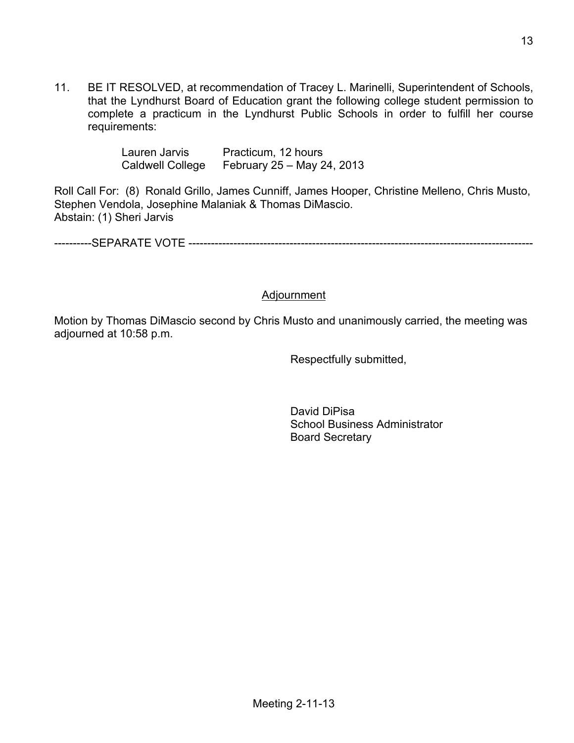11. BE IT RESOLVED, at recommendation of Tracey L. Marinelli, Superintendent of Schools, that the Lyndhurst Board of Education grant the following college student permission to complete a practicum in the Lyndhurst Public Schools in order to fulfill her course requirements:

| | |
|---|---|
| Lauren Jarvis | Practicum, 12 hours |
| Caldwell College | February 25 – May 24, 2013 |

Roll Call For: (8) Ronald Grillo, James Cunniff, James Hooper, Christine Melleno, Chris Musto, Stephen Vendola, Josephine Malaniak & Thomas DiMascio.
Abstain: (1) Sheri Jarvis

----------SEPARATE VOTE ----------------------------------------------------------------------------------------

## Adjournment

Motion by Thomas DiMascio second by Chris Musto and unanimously carried, the meeting was adjourned at 10:58 p.m.

Respectfully submitted,

David DiPisa
School Business Administrator
Board Secretary

Meeting 2-11-13